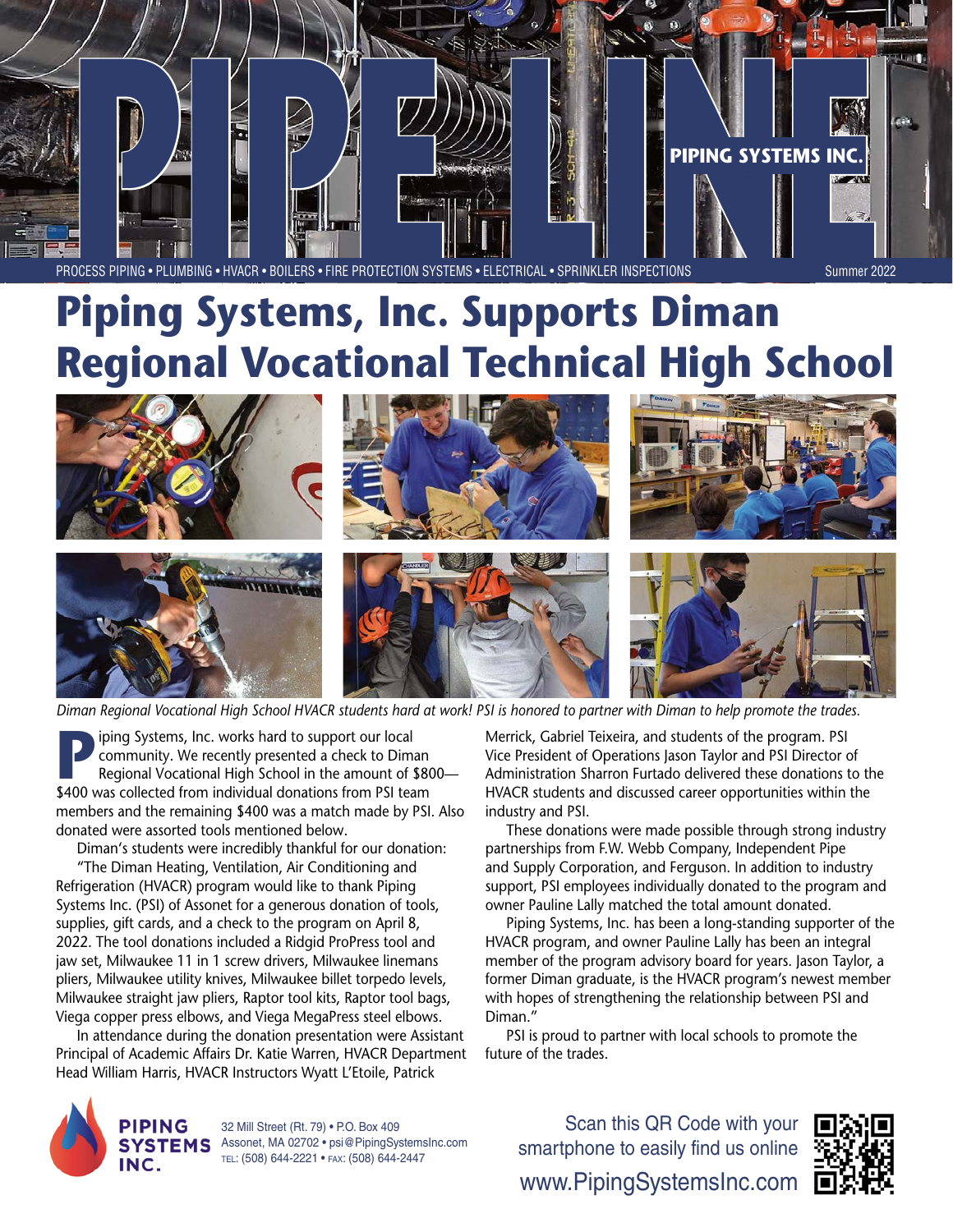# PIPELINE

PIPING SYSTEMS INC.

PROCESS PIPING • PLUMBING • HVACR • BOILERS • FIRE PROTECTION SYSTEMS • ELECTRICAL • SPRINKLER INSPECTIONS

Summer 2022

# Piping Systems, Inc. Supports Diman Regional Vocational Technical High School

*Diman Regional Vocational High School HVACR students hard at work! PSI is honored to partner with Diman to help promote the trades.*

Piping Systems, Inc. works hard to support our local community. We recently presented a check to Diman Regional Vocational High School in the amount of $800—$400 was collected from individual donations from PSI team members and the remaining $400 was a match made by PSI. Also donated were assorted tools mentioned below.

Diman's students were incredibly thankful for our donation: "The Diman Heating, Ventilation, Air Conditioning and Refrigeration (HVACR) program would like to thank Piping Systems Inc. (PSI) of Assonet for a generous donation of tools, supplies, gift cards, and a check to the program on April 8, 2022. The tool donations included a Ridgid ProPress tool and jaw set, Milwaukee 11 in 1 screw drivers, Milwaukee linemans pliers, Milwaukee utility knives, Milwaukee billet torpedo levels, Milwaukee straight jaw pliers, Raptor tool kits, Raptor tool bags, Viega copper press elbows, and Viega MegaPress steel elbows.

In attendance during the donation presentation were Assistant Principal of Academic Affairs Dr. Katie Warren, HVACR Department Head William Harris, HVACR Instructors Wyatt L'Etoile, Patrick Merrick, Gabriel Teixeira, and students of the program. PSI Vice President of Operations Jason Taylor and PSI Director of Administration Sharron Furtado delivered these donations to the HVACR students and discussed career opportunities within the industry and PSI.

These donations were made possible through strong industry partnerships from F.W. Webb Company, Independent Pipe and Supply Corporation, and Ferguson. In addition to industry support, PSI employees individually donated to the program and owner Pauline Lally matched the total amount donated.

Piping Systems, Inc. has been a long-standing supporter of the HVACR program, and owner Pauline Lally has been an integral member of the program advisory board for years. Jason Taylor, a former Diman graduate, is the HVACR program's newest member with hopes of strengthening the relationship between PSI and Diman."

PSI is proud to partner with local schools to promote the future of the trades.

PIPING SYSTEMS INC.

32 Mill Street (Rt. 79) • P.O. Box 409
Assonet, MA 02702 • psi@PipingSystemsInc.com
TEL: (508) 644-2221 • FAX: (508) 644-2447

Scan this QR Code with your smartphone to easily find us online

www.PipingSystemsInc.com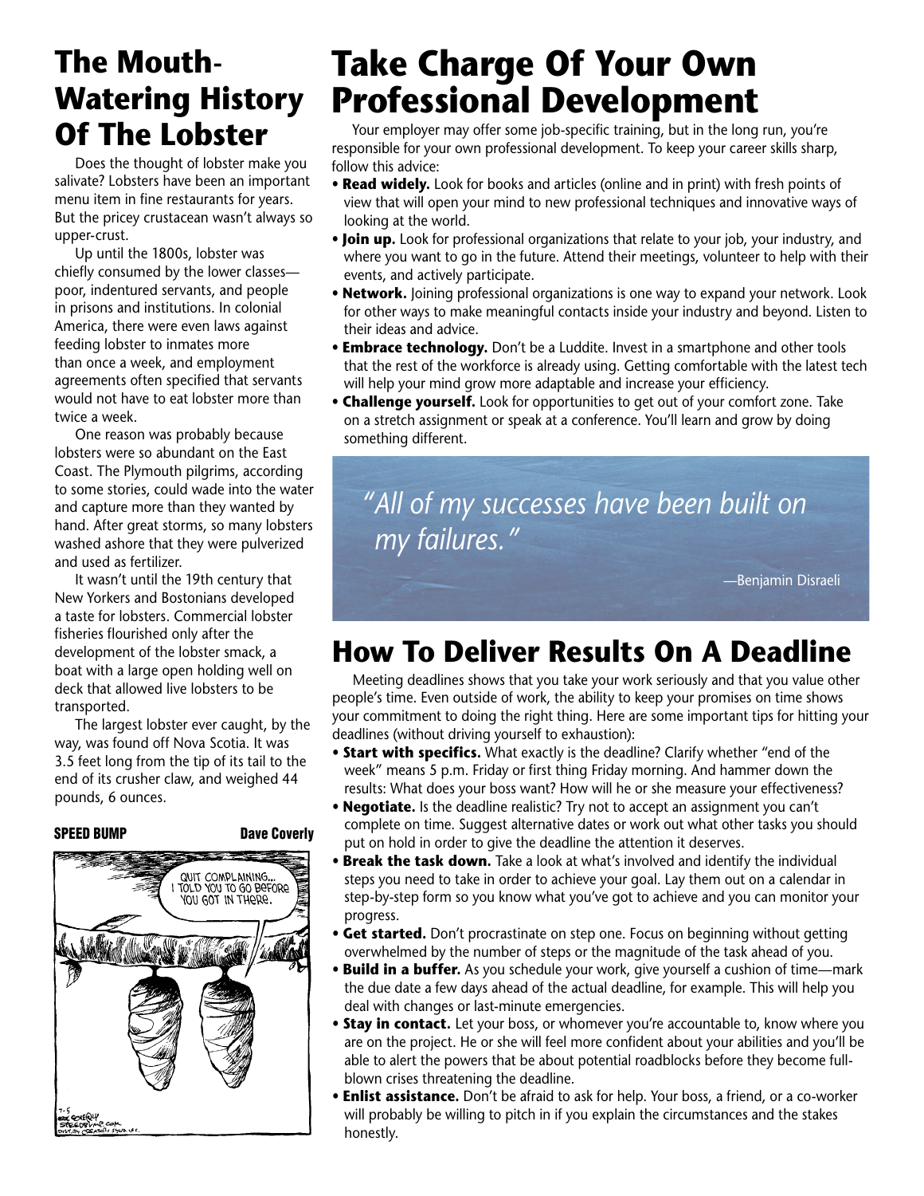## The Mouth-Watering History Of The Lobster

Does the thought of lobster make you salivate? Lobsters have been an important menu item in fine restaurants for years. But the pricey crustacean wasn't always so upper-crust.

Up until the 1800s, lobster was chiefly consumed by the lower classes—poor, indentured servants, and people in prisons and institutions. In colonial America, there were even laws against feeding lobster to inmates more than once a week, and employment agreements often specified that servants would not have to eat lobster more than twice a week.

One reason was probably because lobsters were so abundant on the East Coast. The Plymouth pilgrims, according to some stories, could wade into the water and capture more than they wanted by hand. After great storms, so many lobsters washed ashore that they were pulverized and used as fertilizer.

It wasn't until the 19th century that New Yorkers and Bostonians developed a taste for lobsters. Commercial lobster fisheries flourished only after the development of the lobster smack, a boat with a large open holding well on deck that allowed live lobsters to be transported.

The largest lobster ever caught, by the way, was found off Nova Scotia. It was 3.5 feet long from the tip of its tail to the end of its crusher claw, and weighed 44 pounds, 6 ounces.

**SPEED BUMP** **Dave Coverly**

QUIT COMPLAINING... I TOLD YOU TO GO BEFORE YOU GOT IN THERE.

## Take Charge Of Your Own Professional Development

Your employer may offer some job-specific training, but in the long run, you're responsible for your own professional development. To keep your career skills sharp, follow this advice:

- **Read widely.** Look for books and articles (online and in print) with fresh points of view that will open your mind to new professional techniques and innovative ways of looking at the world.
- **Join up.** Look for professional organizations that relate to your job, your industry, and where you want to go in the future. Attend their meetings, volunteer to help with their events, and actively participate.
- **Network.** Joining professional organizations is one way to expand your network. Look for other ways to make meaningful contacts inside your industry and beyond. Listen to their ideas and advice.
- **Embrace technology.** Don't be a Luddite. Invest in a smartphone and other tools that the rest of the workforce is already using. Getting comfortable with the latest tech will help your mind grow more adaptable and increase your efficiency.
- **Challenge yourself.** Look for opportunities to get out of your comfort zone. Take on a stretch assignment or speak at a conference. You'll learn and grow by doing something different.

> *"All of my successes have been built on my failures."*
>
> —Benjamin Disraeli

## How To Deliver Results On A Deadline

Meeting deadlines shows that you take your work seriously and that you value other people's time. Even outside of work, the ability to keep your promises on time shows your commitment to doing the right thing. Here are some important tips for hitting your deadlines (without driving yourself to exhaustion):

- **Start with specifics.** What exactly is the deadline? Clarify whether "end of the week" means 5 p.m. Friday or first thing Friday morning. And hammer down the results: What does your boss want? How will he or she measure your effectiveness?
- **Negotiate.** Is the deadline realistic? Try not to accept an assignment you can't complete on time. Suggest alternative dates or work out what other tasks you should put on hold in order to give the deadline the attention it deserves.
- **Break the task down.** Take a look at what's involved and identify the individual steps you need to take in order to achieve your goal. Lay them out on a calendar in step-by-step form so you know what you've got to achieve and you can monitor your progress.
- **Get started.** Don't procrastinate on step one. Focus on beginning without getting overwhelmed by the number of steps or the magnitude of the task ahead of you.
- **Build in a buffer.** As you schedule your work, give yourself a cushion of time—mark the due date a few days ahead of the actual deadline, for example. This will help you deal with changes or last-minute emergencies.
- **Stay in contact.** Let your boss, or whomever you're accountable to, know where you are on the project. He or she will feel more confident about your abilities and you'll be able to alert the powers that be about potential roadblocks before they become full-blown crises threatening the deadline.
- **Enlist assistance.** Don't be afraid to ask for help. Your boss, a friend, or a co-worker will probably be willing to pitch in if you explain the circumstances and the stakes honestly.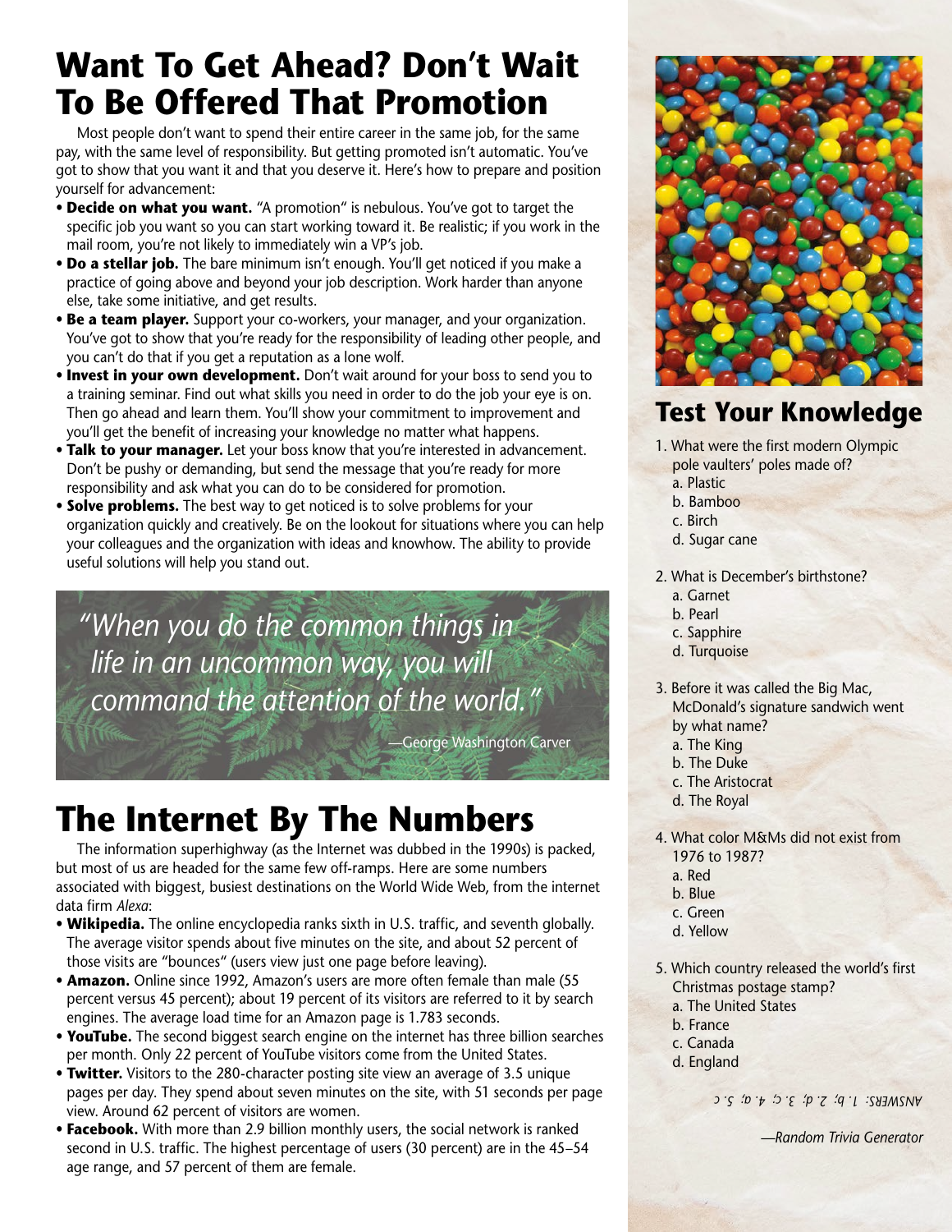# Want To Get Ahead? Don't Wait To Be Offered That Promotion

Most people don't want to spend their entire career in the same job, for the same pay, with the same level of responsibility. But getting promoted isn't automatic. You've got to show that you want it and that you deserve it. Here's how to prepare and position yourself for advancement:

- **Decide on what you want.** "A promotion" is nebulous. You've got to target the specific job you want so you can start working toward it. Be realistic; if you work in the mail room, you're not likely to immediately win a VP's job.
- **Do a stellar job.** The bare minimum isn't enough. You'll get noticed if you make a practice of going above and beyond your job description. Work harder than anyone else, take some initiative, and get results.
- **Be a team player.** Support your co-workers, your manager, and your organization. You've got to show that you're ready for the responsibility of leading other people, and you can't do that if you get a reputation as a lone wolf.
- **Invest in your own development.** Don't wait around for your boss to send you to a training seminar. Find out what skills you need in order to do the job your eye is on. Then go ahead and learn them. You'll show your commitment to improvement and you'll get the benefit of increasing your knowledge no matter what happens.
- **Talk to your manager.** Let your boss know that you're interested in advancement. Don't be pushy or demanding, but send the message that you're ready for more responsibility and ask what you can do to be considered for promotion.
- **Solve problems.** The best way to get noticed is to solve problems for your organization quickly and creatively. Be on the lookout for situations where you can help your colleagues and the organization with ideas and knowhow. The ability to provide useful solutions will help you stand out.

*"When you do the common things in life in an uncommon way, you will command the attention of the world."*

—George Washington Carver

# The Internet By The Numbers

The information superhighway (as the Internet was dubbed in the 1990s) is packed, but most of us are headed for the same few off-ramps. Here are some numbers associated with biggest, busiest destinations on the World Wide Web, from the internet data firm *Alexa*:

- **Wikipedia.** The online encyclopedia ranks sixth in U.S. traffic, and seventh globally. The average visitor spends about five minutes on the site, and about 52 percent of those visits are "bounces" (users view just one page before leaving).
- **Amazon.** Online since 1992, Amazon's users are more often female than male (55 percent versus 45 percent); about 19 percent of its visitors are referred to it by search engines. The average load time for an Amazon page is 1.783 seconds.
- **YouTube.** The second biggest search engine on the internet has three billion searches per month. Only 22 percent of YouTube visitors come from the United States.
- **Twitter.** Visitors to the 280-character posting site view an average of 3.5 unique pages per day. They spend about seven minutes on the site, with 51 seconds per page view. Around 62 percent of visitors are women.
- **Facebook.** With more than 2.9 billion monthly users, the social network is ranked second in U.S. traffic. The highest percentage of users (30 percent) are in the 45–54 age range, and 57 percent of them are female.

# Test Your Knowledge

1. What were the first modern Olympic pole vaulters' poles made of?
   a. Plastic
   b. Bamboo
   c. Birch
   d. Sugar cane

2. What is December's birthstone?
   a. Garnet
   b. Pearl
   c. Sapphire
   d. Turquoise

3. Before it was called the Big Mac, McDonald's signature sandwich went by what name?
   a. The King
   b. The Duke
   c. The Aristocrat
   d. The Royal

4. What color M&Ms did not exist from 1976 to 1987?
   a. Red
   b. Blue
   c. Green
   d. Yellow

5. Which country released the world's first Christmas postage stamp?
   a. The United States
   b. France
   c. Canada
   d. England

*ANSWERS: 1. b; 2. d; 3. c; 4. a; 5. c*

*—Random Trivia Generator*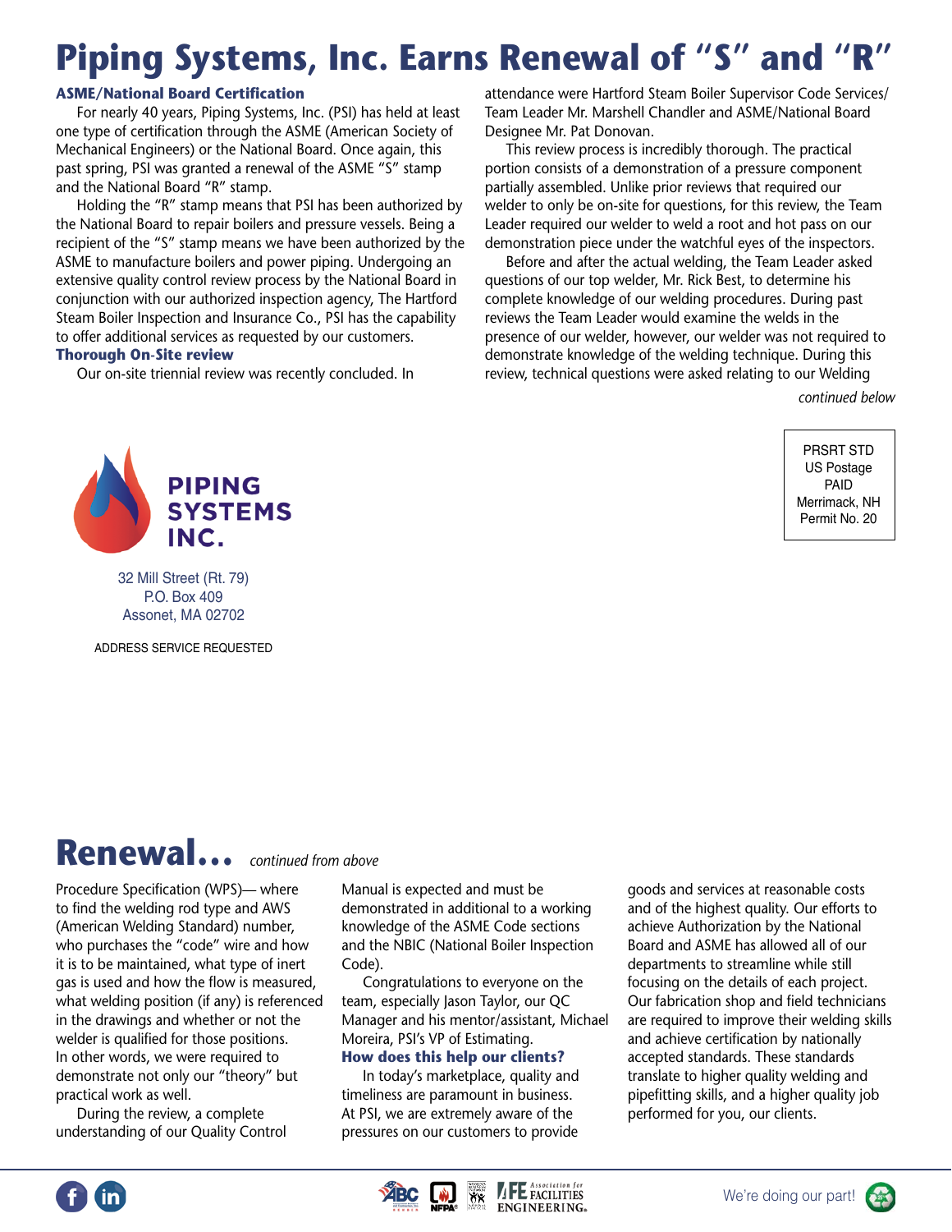# Piping Systems, Inc. Earns Renewal of "S" and "R"

### ASME/National Board Certification

For nearly 40 years, Piping Systems, Inc. (PSI) has held at least one type of certification through the ASME (American Society of Mechanical Engineers) or the National Board. Once again, this past spring, PSI was granted a renewal of the ASME "S" stamp and the National Board "R" stamp.

Holding the "R" stamp means that PSI has been authorized by the National Board to repair boilers and pressure vessels. Being a recipient of the "S" stamp means we have been authorized by the ASME to manufacture boilers and power piping. Undergoing an extensive quality control review process by the National Board in conjunction with our authorized inspection agency, The Hartford Steam Boiler Inspection and Insurance Co., PSI has the capability to offer additional services as requested by our customers.

### Thorough On-Site review

Our on-site triennial review was recently concluded. In attendance were Hartford Steam Boiler Supervisor Code Services/ Team Leader Mr. Marshell Chandler and ASME/National Board Designee Mr. Pat Donovan.

This review process is incredibly thorough. The practical portion consists of a demonstration of a pressure component partially assembled. Unlike prior reviews that required our welder to only be on-site for questions, for this review, the Team Leader required our welder to weld a root and hot pass on our demonstration piece under the watchful eyes of the inspectors.

Before and after the actual welding, the Team Leader asked questions of our top welder, Mr. Rick Best, to determine his complete knowledge of our welding procedures. During past reviews the Team Leader would examine the welds in the presence of our welder, however, our welder was not required to demonstrate knowledge of the welding technique. During this review, technical questions were asked relating to our Welding

*continued below*

PIPING SYSTEMS INC.

32 Mill Street (Rt. 79)
P.O. Box 409
Assonet, MA 02702

ADDRESS SERVICE REQUESTED

PRSRT STD
US Postage
PAID
Merrimack, NH
Permit No. 20

# Renewal... *continued from above*

Procedure Specification (WPS)— where to find the welding rod type and AWS (American Welding Standard) number, who purchases the "code" wire and how it is to be maintained, what type of inert gas is used and how the flow is measured, what welding position (if any) is referenced in the drawings and whether or not the welder is qualified for those positions. In other words, we were required to demonstrate not only our "theory" but practical work as well.

During the review, a complete understanding of our Quality Control Manual is expected and must be demonstrated in additional to a working knowledge of the ASME Code sections and the NBIC (National Boiler Inspection Code).

Congratulations to everyone on the team, especially Jason Taylor, our QC Manager and his mentor/assistant, Michael Moreira, PSI's VP of Estimating.

### How does this help our clients?

In today's marketplace, quality and timeliness are paramount in business. At PSI, we are extremely aware of the pressures on our customers to provide goods and services at reasonable costs and of the highest quality. Our efforts to achieve Authorization by the National Board and ASME has allowed all of our departments to streamline while still focusing on the details of each project. Our fabrication shop and field technicians are required to improve their welding skills and achieve certification by nationally accepted standards. These standards translate to higher quality welding and pipefitting skills, and a higher quality job performed for you, our clients.

We're doing our part!